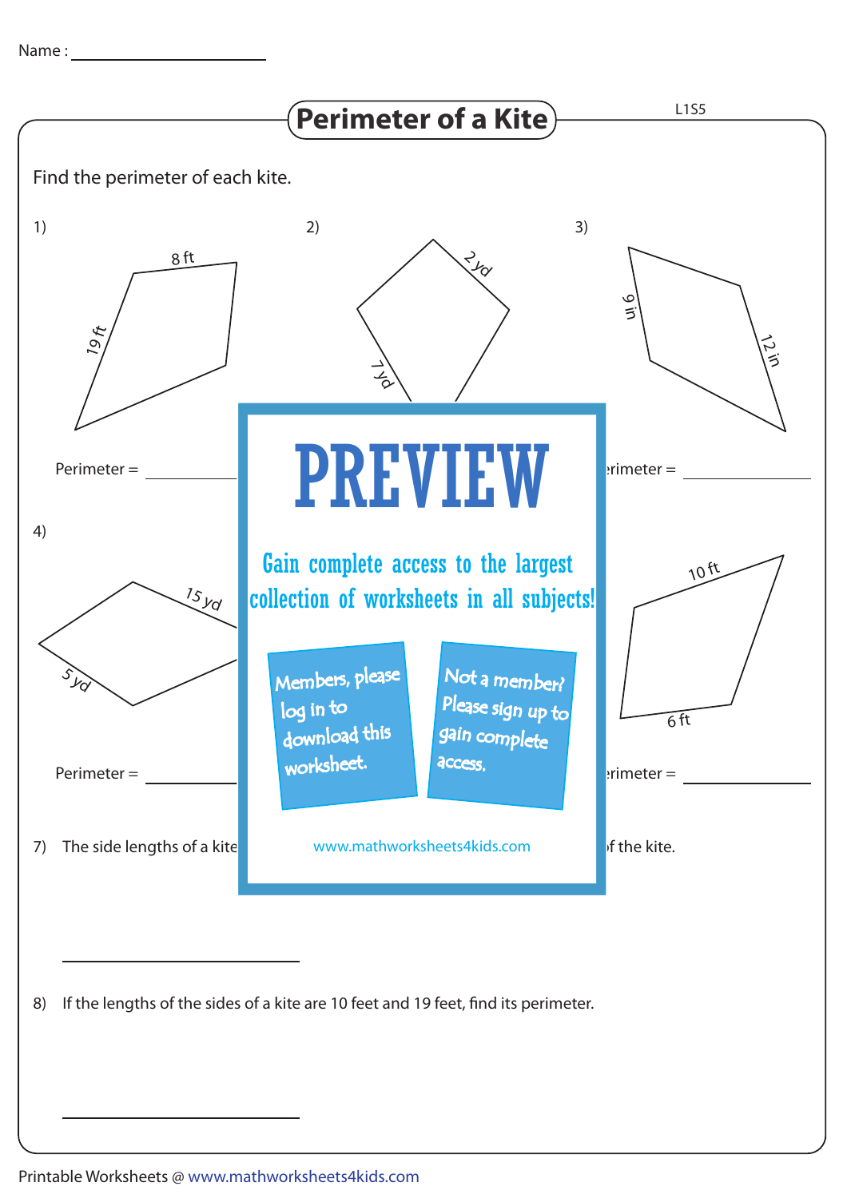Name : ____________________

# Perimeter of a Kite

L1S5

Find the perimeter of each kite.

1)

8 ft

19 ft

Perimeter = ____________

2)

2 yd

7 yd

3)

9 in

12 in

erimeter = ____________

4)

15 yd

5 yd

Perimeter = ____________

10 ft

6 ft

erimeter = ____________

PREVIEW

Gain complete access to the largest collection of worksheets in all subjects!

Members, please log in to download this worksheet.

Not a member? Please sign up to gain complete access.

www.mathworksheets4kids.com

7) The side lengths of a kite ... f the kite.

____________________

8) If the lengths of the sides of a kite are 10 feet and 19 feet, find its perimeter.

____________________

Printable Worksheets @ www.mathworksheets4kids.com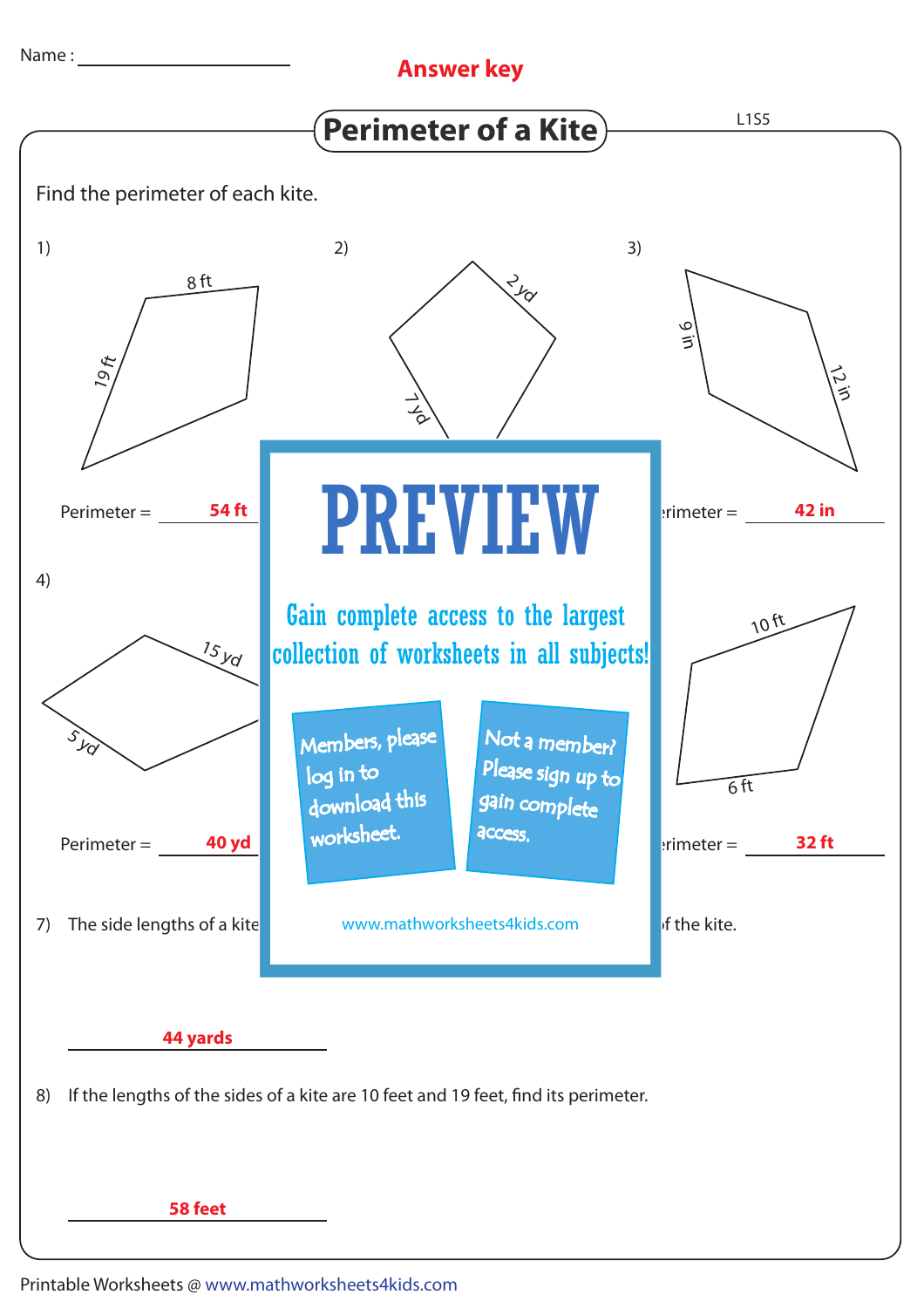Name : ____________________

**Answer key**

# Perimeter of a Kite

L1S5

Find the perimeter of each kite.

1)

8 ft

19 ft

Perimeter = **54 ft**

2)

2 yd

7 yd

3)

9 in

12 in

erimeter = **42 in**

4)

15 yd

5 yd

Perimeter = **40 yd**

10 ft

6 ft

erimeter = **32 ft**

**PREVIEW**

Gain complete access to the largest collection of worksheets in all subjects!

Members, please log in to download this worksheet.

Not a member? Please sign up to gain complete access.

www.mathworksheets4kids.com

7) The side lengths of a kite ... f the kite.

**44 yards**

8) If the lengths of the sides of a kite are 10 feet and 19 feet, find its perimeter.

**58 feet**

Printable Worksheets @ www.mathworksheets4kids.com